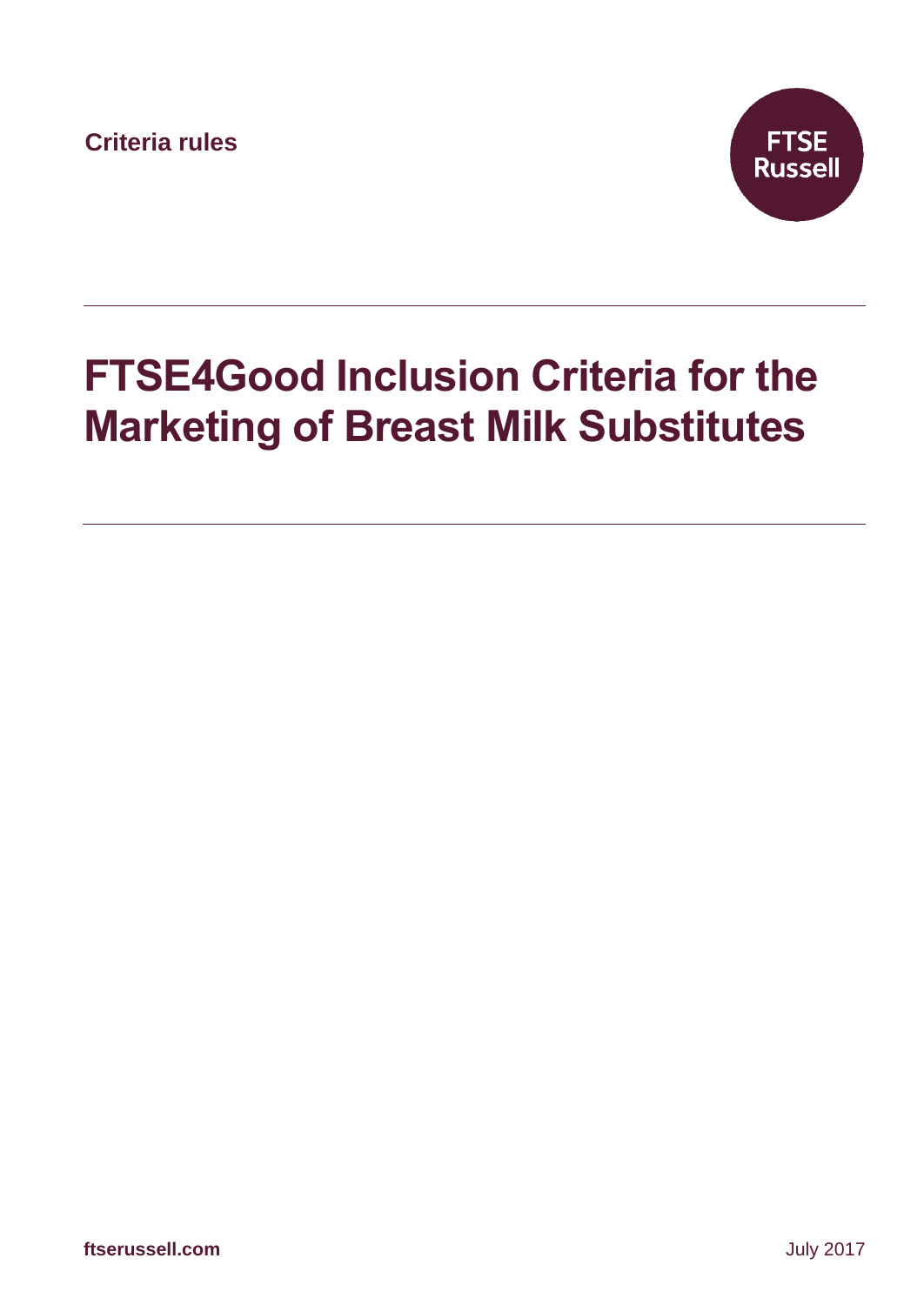Criteria rules

FTSE Russell

# FTSE4Good Inclusion Criteria for the Marketing of Breast Milk Substitutes

ftserussell.com

July 2017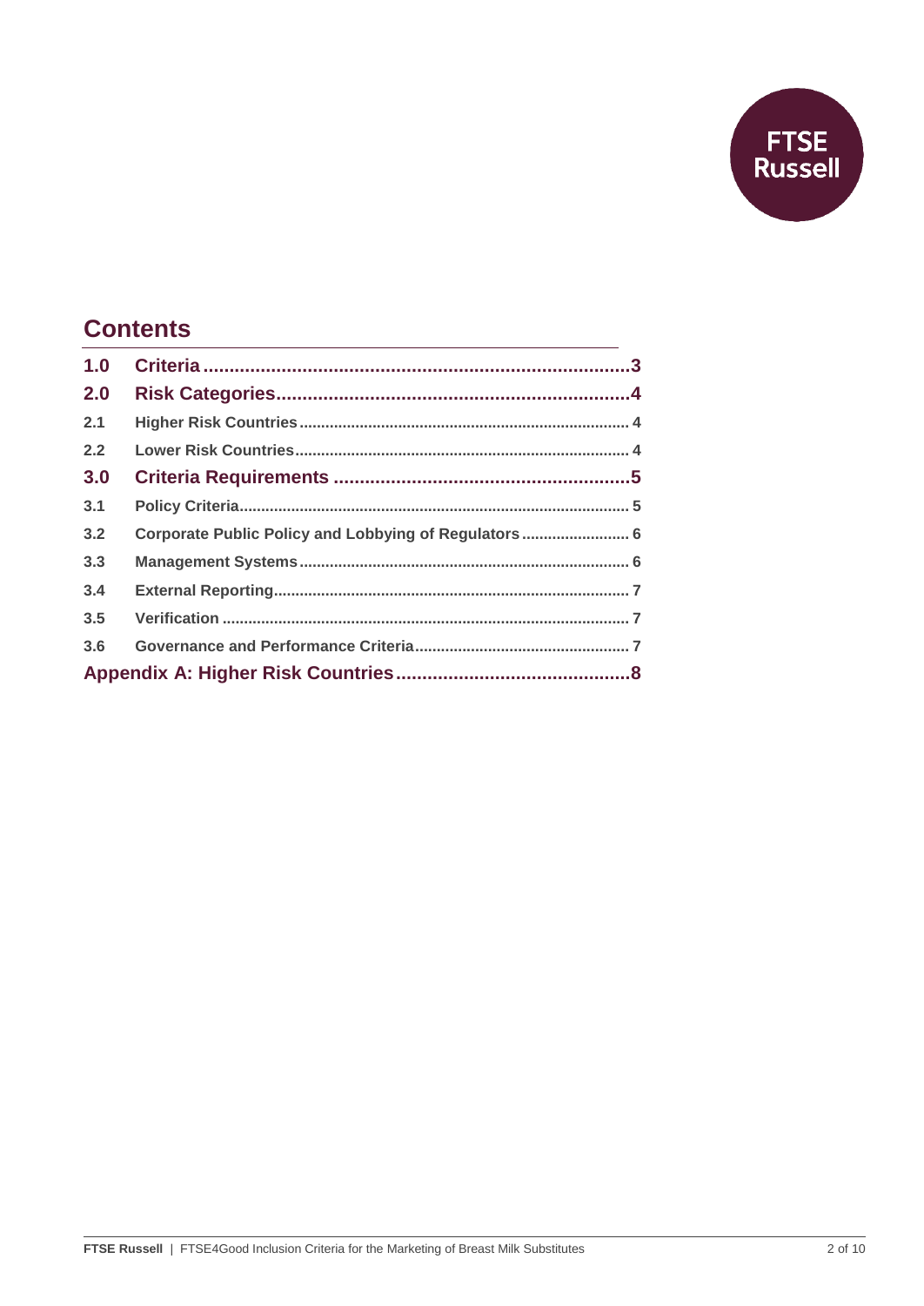## Contents

| | | |
|---|---|---|
| **1.0** | **Criteria** | **3** |
| **2.0** | **Risk Categories** | **4** |
| 2.1 | Higher Risk Countries | 4 |
| 2.2 | Lower Risk Countries | 4 |
| **3.0** | **Criteria Requirements** | **5** |
| 3.1 | Policy Criteria | 5 |
| 3.2 | Corporate Public Policy and Lobbying of Regulators | 6 |
| 3.3 | Management Systems | 6 |
| 3.4 | External Reporting | 7 |
| 3.5 | Verification | 7 |
| 3.6 | Governance and Performance Criteria | 7 |
| **Appendix A: Higher Risk Countries** | | **8** |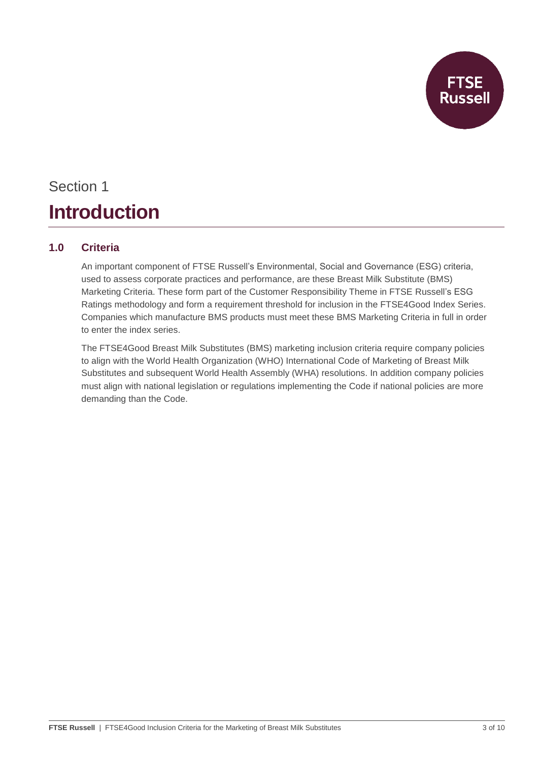# Section 1

# Introduction

## 1.0 Criteria

An important component of FTSE Russell's Environmental, Social and Governance (ESG) criteria, used to assess corporate practices and performance, are these Breast Milk Substitute (BMS) Marketing Criteria. These form part of the Customer Responsibility Theme in FTSE Russell's ESG Ratings methodology and form a requirement threshold for inclusion in the FTSE4Good Index Series. Companies which manufacture BMS products must meet these BMS Marketing Criteria in full in order to enter the index series.

The FTSE4Good Breast Milk Substitutes (BMS) marketing inclusion criteria require company policies to align with the World Health Organization (WHO) International Code of Marketing of Breast Milk Substitutes and subsequent World Health Assembly (WHA) resolutions. In addition company policies must align with national legislation or regulations implementing the Code if national policies are more demanding than the Code.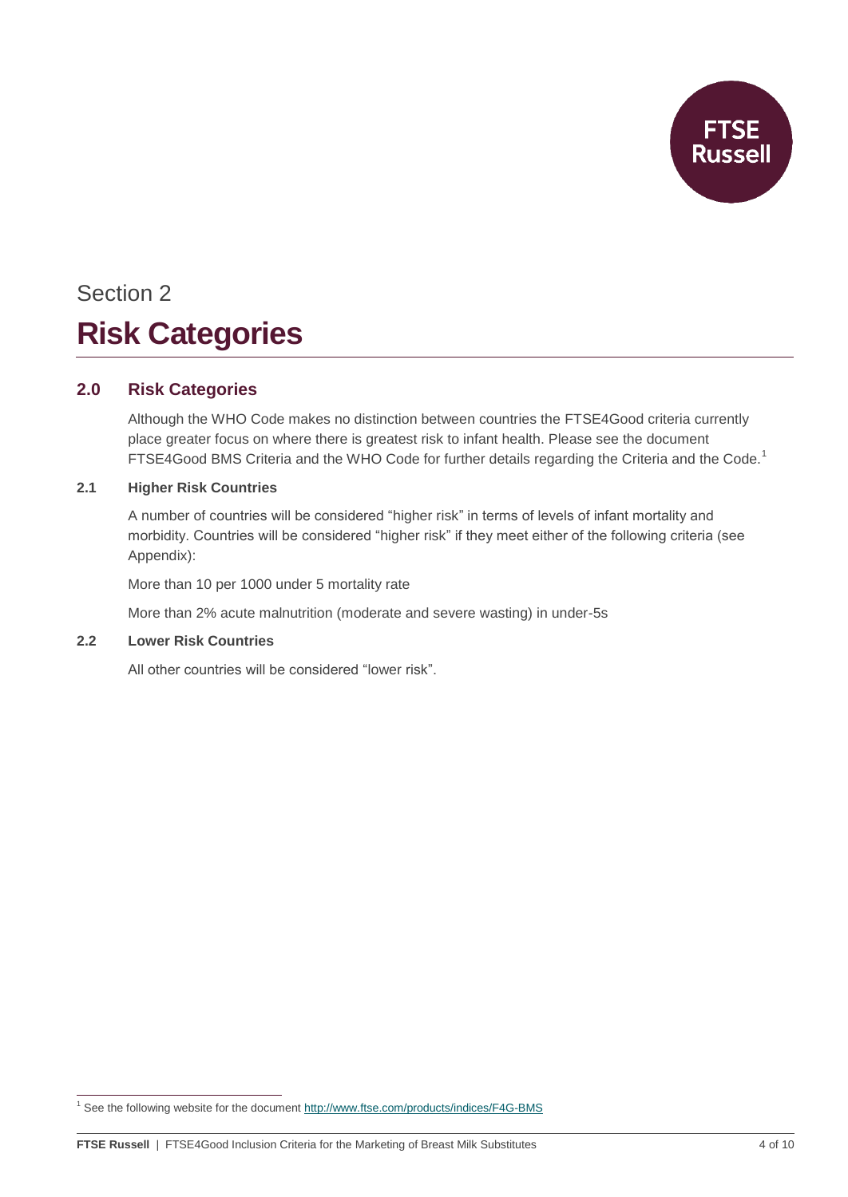Section 2

# Risk Categories

## 2.0 Risk Categories

Although the WHO Code makes no distinction between countries the FTSE4Good criteria currently place greater focus on where there is greatest risk to infant health. Please see the document FTSE4Good BMS Criteria and the WHO Code for further details regarding the Criteria and the Code.[1]

### 2.1 Higher Risk Countries

A number of countries will be considered "higher risk" in terms of levels of infant mortality and morbidity. Countries will be considered "higher risk" if they meet either of the following criteria (see Appendix):

More than 10 per 1000 under 5 mortality rate

More than 2% acute malnutrition (moderate and severe wasting) in under-5s

### 2.2 Lower Risk Countries

All other countries will be considered "lower risk".

---

[1] See the following website for the document http://www.ftse.com/products/indices/F4G-BMS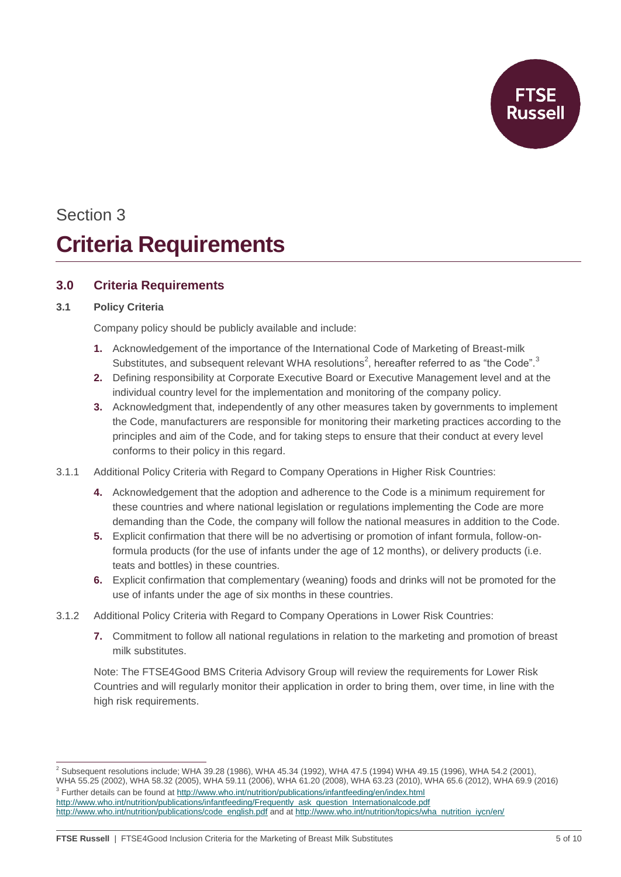Section 3

# Criteria Requirements

## 3.0 Criteria Requirements

### 3.1 Policy Criteria

Company policy should be publicly available and include:

1. Acknowledgement of the importance of the International Code of Marketing of Breast-milk Substitutes, and subsequent relevant WHA resolutions[2], hereafter referred to as "the Code".[3]
2. Defining responsibility at Corporate Executive Board or Executive Management level and at the individual country level for the implementation and monitoring of the company policy.
3. Acknowledgment that, independently of any other measures taken by governments to implement the Code, manufacturers are responsible for monitoring their marketing practices according to the principles and aim of the Code, and for taking steps to ensure that their conduct at every level conforms to their policy in this regard.

3.1.1 Additional Policy Criteria with Regard to Company Operations in Higher Risk Countries:

4. Acknowledgement that the adoption and adherence to the Code is a minimum requirement for these countries and where national legislation or regulations implementing the Code are more demanding than the Code, the company will follow the national measures in addition to the Code.
5. Explicit confirmation that there will be no advertising or promotion of infant formula, follow-on-formula products (for the use of infants under the age of 12 months), or delivery products (i.e. teats and bottles) in these countries.
6. Explicit confirmation that complementary (weaning) foods and drinks will not be promoted for the use of infants under the age of six months in these countries.

3.1.2 Additional Policy Criteria with Regard to Company Operations in Lower Risk Countries:

7. Commitment to follow all national regulations in relation to the marketing and promotion of breast milk substitutes.

Note: The FTSE4Good BMS Criteria Advisory Group will review the requirements for Lower Risk Countries and will regularly monitor their application in order to bring them, over time, in line with the high risk requirements.

---

[2] Subsequent resolutions include; WHA 39.28 (1986), WHA 45.34 (1992), WHA 47.5 (1994) WHA 49.15 (1996), WHA 54.2 (2001), WHA 55.25 (2002), WHA 58.32 (2005), WHA 59.11 (2006), WHA 61.20 (2008), WHA 63.23 (2010), WHA 65.6 (2012), WHA 69.9 (2016)

[3] Further details can be found at http://www.who.int/nutrition/publications/infantfeeding/en/index.html http://www.who.int/nutrition/publications/infantfeeding/Frequently_ask_question_Internationalcode.pdf http://www.who.int/nutrition/publications/code_english.pdf and at http://www.who.int/nutrition/topics/wha_nutrition_iycn/en/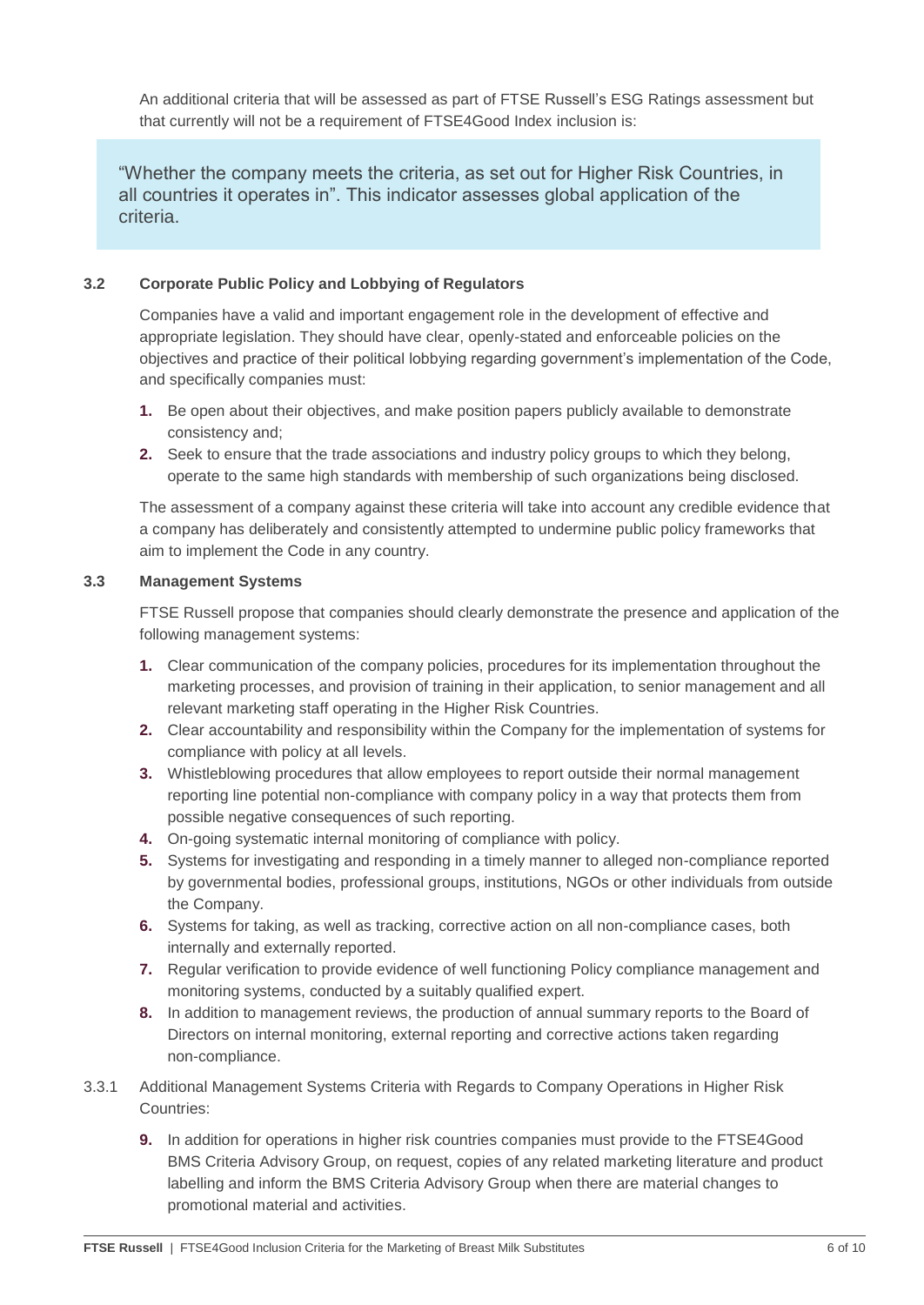An additional criteria that will be assessed as part of FTSE Russell's ESG Ratings assessment but that currently will not be a requirement of FTSE4Good Index inclusion is:

> "Whether the company meets the criteria, as set out for Higher Risk Countries, in all countries it operates in". This indicator assesses global application of the criteria.

### 3.2 Corporate Public Policy and Lobbying of Regulators

Companies have a valid and important engagement role in the development of effective and appropriate legislation. They should have clear, openly-stated and enforceable policies on the objectives and practice of their political lobbying regarding government's implementation of the Code, and specifically companies must:

1. Be open about their objectives, and make position papers publicly available to demonstrate consistency and;
2. Seek to ensure that the trade associations and industry policy groups to which they belong, operate to the same high standards with membership of such organizations being disclosed.

The assessment of a company against these criteria will take into account any credible evidence that a company has deliberately and consistently attempted to undermine public policy frameworks that aim to implement the Code in any country.

### 3.3 Management Systems

FTSE Russell propose that companies should clearly demonstrate the presence and application of the following management systems:

1. Clear communication of the company policies, procedures for its implementation throughout the marketing processes, and provision of training in their application, to senior management and all relevant marketing staff operating in the Higher Risk Countries.
2. Clear accountability and responsibility within the Company for the implementation of systems for compliance with policy at all levels.
3. Whistleblowing procedures that allow employees to report outside their normal management reporting line potential non-compliance with company policy in a way that protects them from possible negative consequences of such reporting.
4. On-going systematic internal monitoring of compliance with policy.
5. Systems for investigating and responding in a timely manner to alleged non-compliance reported by governmental bodies, professional groups, institutions, NGOs or other individuals from outside the Company.
6. Systems for taking, as well as tracking, corrective action on all non-compliance cases, both internally and externally reported.
7. Regular verification to provide evidence of well functioning Policy compliance management and monitoring systems, conducted by a suitably qualified expert.
8. In addition to management reviews, the production of annual summary reports to the Board of Directors on internal monitoring, external reporting and corrective actions taken regarding non-compliance.

3.3.1 Additional Management Systems Criteria with Regards to Company Operations in Higher Risk Countries:

9. In addition for operations in higher risk countries companies must provide to the FTSE4Good BMS Criteria Advisory Group, on request, copies of any related marketing literature and product labelling and inform the BMS Criteria Advisory Group when there are material changes to promotional material and activities.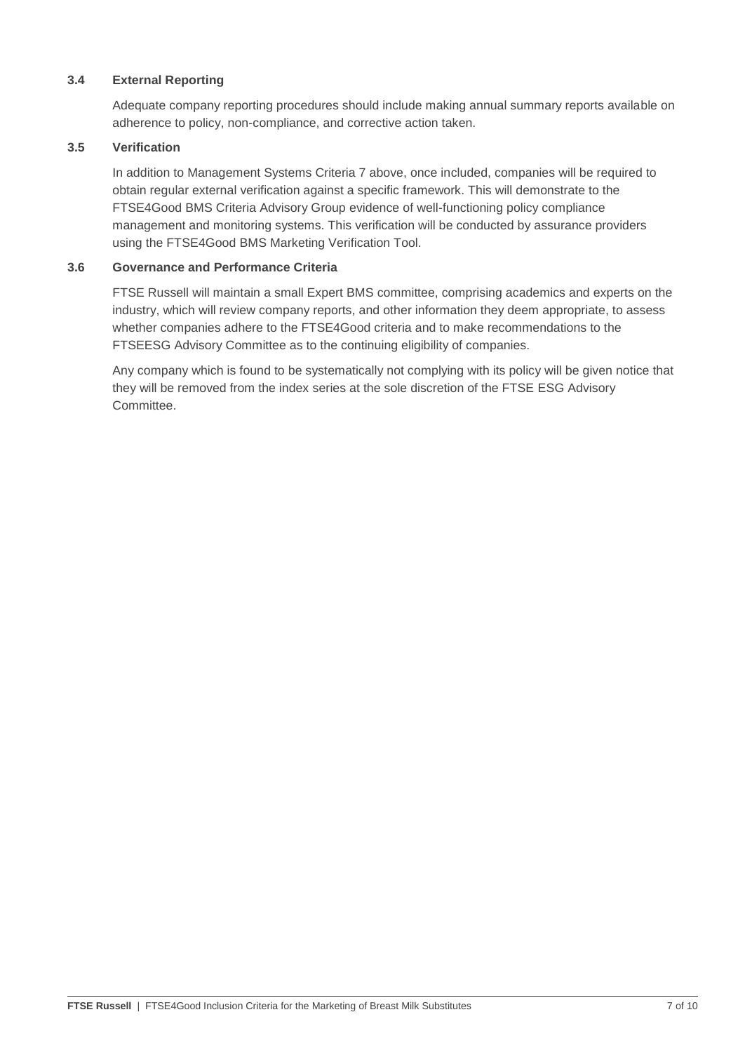### 3.4 External Reporting

Adequate company reporting procedures should include making annual summary reports available on adherence to policy, non-compliance, and corrective action taken.

### 3.5 Verification

In addition to Management Systems Criteria 7 above, once included, companies will be required to obtain regular external verification against a specific framework. This will demonstrate to the FTSE4Good BMS Criteria Advisory Group evidence of well-functioning policy compliance management and monitoring systems. This verification will be conducted by assurance providers using the FTSE4Good BMS Marketing Verification Tool.

### 3.6 Governance and Performance Criteria

FTSE Russell will maintain a small Expert BMS committee, comprising academics and experts on the industry, which will review company reports, and other information they deem appropriate, to assess whether companies adhere to the FTSE4Good criteria and to make recommendations to the FTSEESG Advisory Committee as to the continuing eligibility of companies.

Any company which is found to be systematically not complying with its policy will be given notice that they will be removed from the index series at the sole discretion of the FTSE ESG Advisory Committee.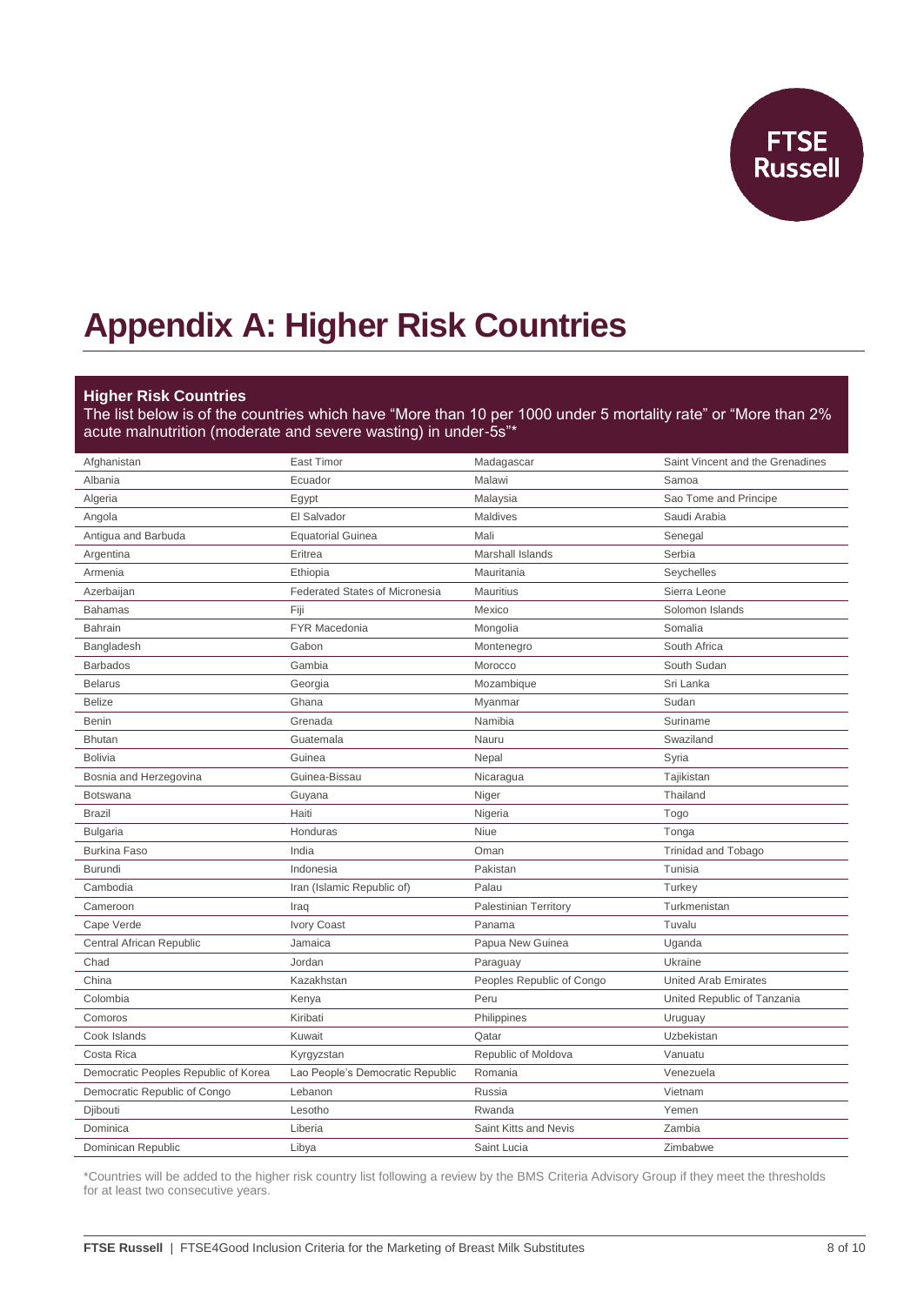# Appendix A: Higher Risk Countries

**Higher Risk Countries**

The list below is of the countries which have "More than 10 per 1000 under 5 mortality rate" or "More than 2% acute malnutrition (moderate and severe wasting) in under-5s"*

| | | | |
|---|---|---|---|
| Afghanistan | East Timor | Madagascar | Saint Vincent and the Grenadines |
| Albania | Ecuador | Malawi | Samoa |
| Algeria | Egypt | Malaysia | Sao Tome and Principe |
| Angola | El Salvador | Maldives | Saudi Arabia |
| Antigua and Barbuda | Equatorial Guinea | Mali | Senegal |
| Argentina | Eritrea | Marshall Islands | Serbia |
| Armenia | Ethiopia | Mauritania | Seychelles |
| Azerbaijan | Federated States of Micronesia | Mauritius | Sierra Leone |
| Bahamas | Fiji | Mexico | Solomon Islands |
| Bahrain | FYR Macedonia | Mongolia | Somalia |
| Bangladesh | Gabon | Montenegro | South Africa |
| Barbados | Gambia | Morocco | South Sudan |
| Belarus | Georgia | Mozambique | Sri Lanka |
| Belize | Ghana | Myanmar | Sudan |
| Benin | Grenada | Namibia | Suriname |
| Bhutan | Guatemala | Nauru | Swaziland |
| Bolivia | Guinea | Nepal | Syria |
| Bosnia and Herzegovina | Guinea-Bissau | Nicaragua | Tajikistan |
| Botswana | Guyana | Niger | Thailand |
| Brazil | Haiti | Nigeria | Togo |
| Bulgaria | Honduras | Niue | Tonga |
| Burkina Faso | India | Oman | Trinidad and Tobago |
| Burundi | Indonesia | Pakistan | Tunisia |
| Cambodia | Iran (Islamic Republic of) | Palau | Turkey |
| Cameroon | Iraq | Palestinian Territory | Turkmenistan |
| Cape Verde | Ivory Coast | Panama | Tuvalu |
| Central African Republic | Jamaica | Papua New Guinea | Uganda |
| Chad | Jordan | Paraguay | Ukraine |
| China | Kazakhstan | Peoples Republic of Congo | United Arab Emirates |
| Colombia | Kenya | Peru | United Republic of Tanzania |
| Comoros | Kiribati | Philippines | Uruguay |
| Cook Islands | Kuwait | Qatar | Uzbekistan |
| Costa Rica | Kyrgyzstan | Republic of Moldova | Vanuatu |
| Democratic Peoples Republic of Korea | Lao People's Democratic Republic | Romania | Venezuela |
| Democratic Republic of Congo | Lebanon | Russia | Vietnam |
| Djibouti | Lesotho | Rwanda | Yemen |
| Dominica | Liberia | Saint Kitts and Nevis | Zambia |
| Dominican Republic | Libya | Saint Lucia | Zimbabwe |

*Countries will be added to the higher risk country list following a review by the BMS Criteria Advisory Group if they meet the thresholds for at least two consecutive years.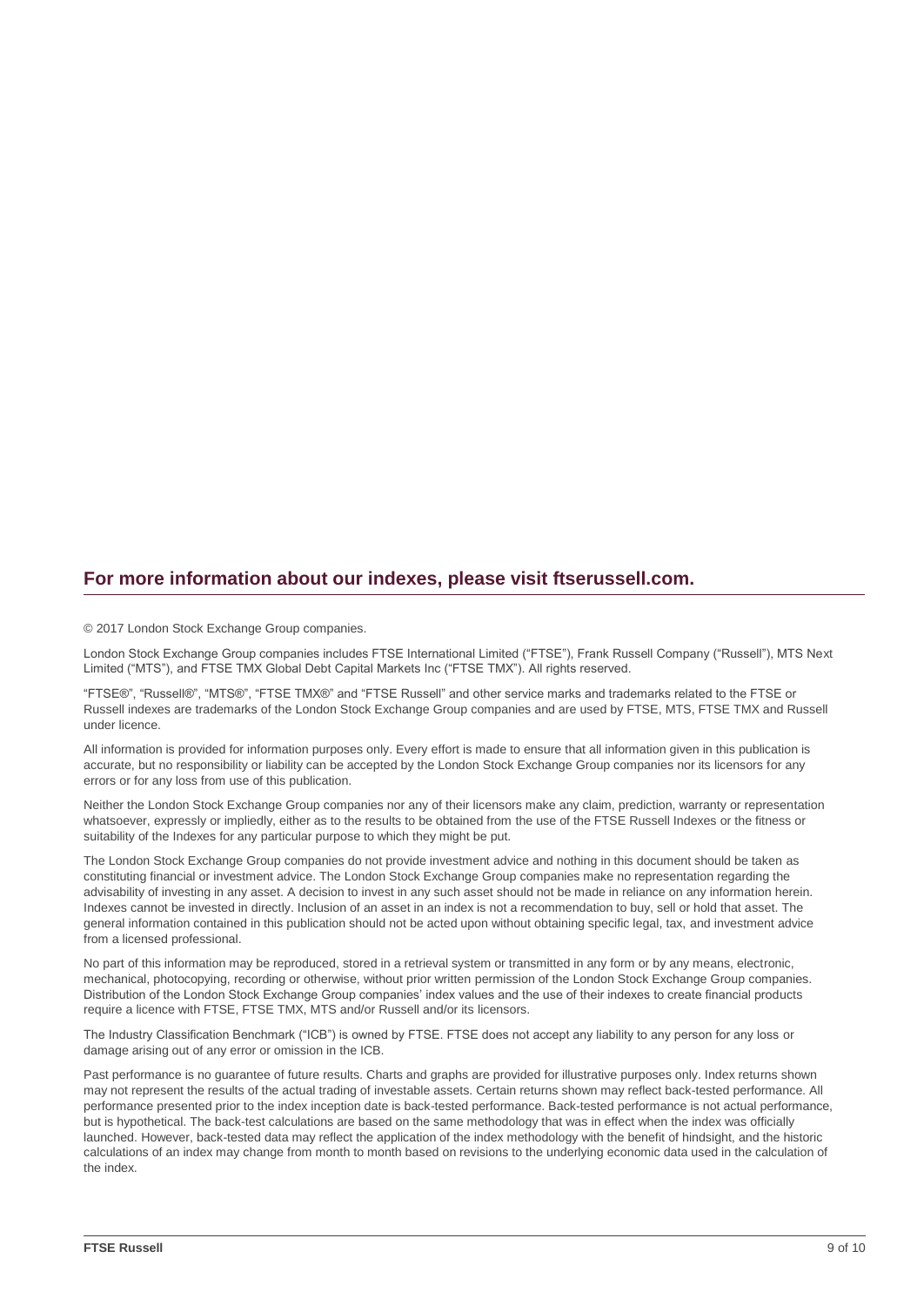## For more information about our indexes, please visit ftserussell.com.

© 2017 London Stock Exchange Group companies.

London Stock Exchange Group companies includes FTSE International Limited ("FTSE"), Frank Russell Company ("Russell"), MTS Next Limited ("MTS"), and FTSE TMX Global Debt Capital Markets Inc ("FTSE TMX"). All rights reserved.

"FTSE®", "Russell®", "MTS®", "FTSE TMX®" and "FTSE Russell" and other service marks and trademarks related to the FTSE or Russell indexes are trademarks of the London Stock Exchange Group companies and are used by FTSE, MTS, FTSE TMX and Russell under licence.

All information is provided for information purposes only. Every effort is made to ensure that all information given in this publication is accurate, but no responsibility or liability can be accepted by the London Stock Exchange Group companies nor its licensors for any errors or for any loss from use of this publication.

Neither the London Stock Exchange Group companies nor any of their licensors make any claim, prediction, warranty or representation whatsoever, expressly or impliedly, either as to the results to be obtained from the use of the FTSE Russell Indexes or the fitness or suitability of the Indexes for any particular purpose to which they might be put.

The London Stock Exchange Group companies do not provide investment advice and nothing in this document should be taken as constituting financial or investment advice. The London Stock Exchange Group companies make no representation regarding the advisability of investing in any asset. A decision to invest in any such asset should not be made in reliance on any information herein. Indexes cannot be invested in directly. Inclusion of an asset in an index is not a recommendation to buy, sell or hold that asset. The general information contained in this publication should not be acted upon without obtaining specific legal, tax, and investment advice from a licensed professional.

No part of this information may be reproduced, stored in a retrieval system or transmitted in any form or by any means, electronic, mechanical, photocopying, recording or otherwise, without prior written permission of the London Stock Exchange Group companies. Distribution of the London Stock Exchange Group companies' index values and the use of their indexes to create financial products require a licence with FTSE, FTSE TMX, MTS and/or Russell and/or its licensors.

The Industry Classification Benchmark ("ICB") is owned by FTSE. FTSE does not accept any liability to any person for any loss or damage arising out of any error or omission in the ICB.

Past performance is no guarantee of future results. Charts and graphs are provided for illustrative purposes only. Index returns shown may not represent the results of the actual trading of investable assets. Certain returns shown may reflect back-tested performance. All performance presented prior to the index inception date is back-tested performance. Back-tested performance is not actual performance, but is hypothetical. The back-test calculations are based on the same methodology that was in effect when the index was officially launched. However, back-tested data may reflect the application of the index methodology with the benefit of hindsight, and the historic calculations of an index may change from month to month based on revisions to the underlying economic data used in the calculation of the index.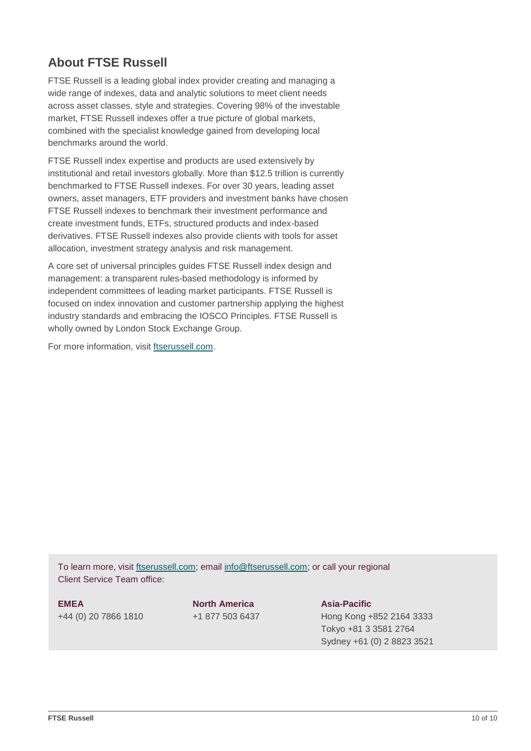## About FTSE Russell

FTSE Russell is a leading global index provider creating and managing a wide range of indexes, data and analytic solutions to meet client needs across asset classes, style and strategies. Covering 98% of the investable market, FTSE Russell indexes offer a true picture of global markets, combined with the specialist knowledge gained from developing local benchmarks around the world.

FTSE Russell index expertise and products are used extensively by institutional and retail investors globally. More than $12.5 trillion is currently benchmarked to FTSE Russell indexes. For over 30 years, leading asset owners, asset managers, ETF providers and investment banks have chosen FTSE Russell indexes to benchmark their investment performance and create investment funds, ETFs, structured products and index-based derivatives. FTSE Russell indexes also provide clients with tools for asset allocation, investment strategy analysis and risk management.

A core set of universal principles guides FTSE Russell index design and management: a transparent rules-based methodology is informed by independent committees of leading market participants. FTSE Russell is focused on index innovation and customer partnership applying the highest industry standards and embracing the IOSCO Principles. FTSE Russell is wholly owned by London Stock Exchange Group.

For more information, visit [ftserussell.com](https://www.ftserussell.com).

To learn more, visit [ftserussell.com](https://www.ftserussell.com); email [info@ftserussell.com](mailto:info@ftserussell.com); or call your regional Client Service Team office:

**EMEA**
+44 (0) 20 7866 1810

**North America**
+1 877 503 6437

**Asia-Pacific**
Hong Kong +852 2164 3333
Tokyo +81 3 3581 2764
Sydney +61 (0) 2 8823 3521